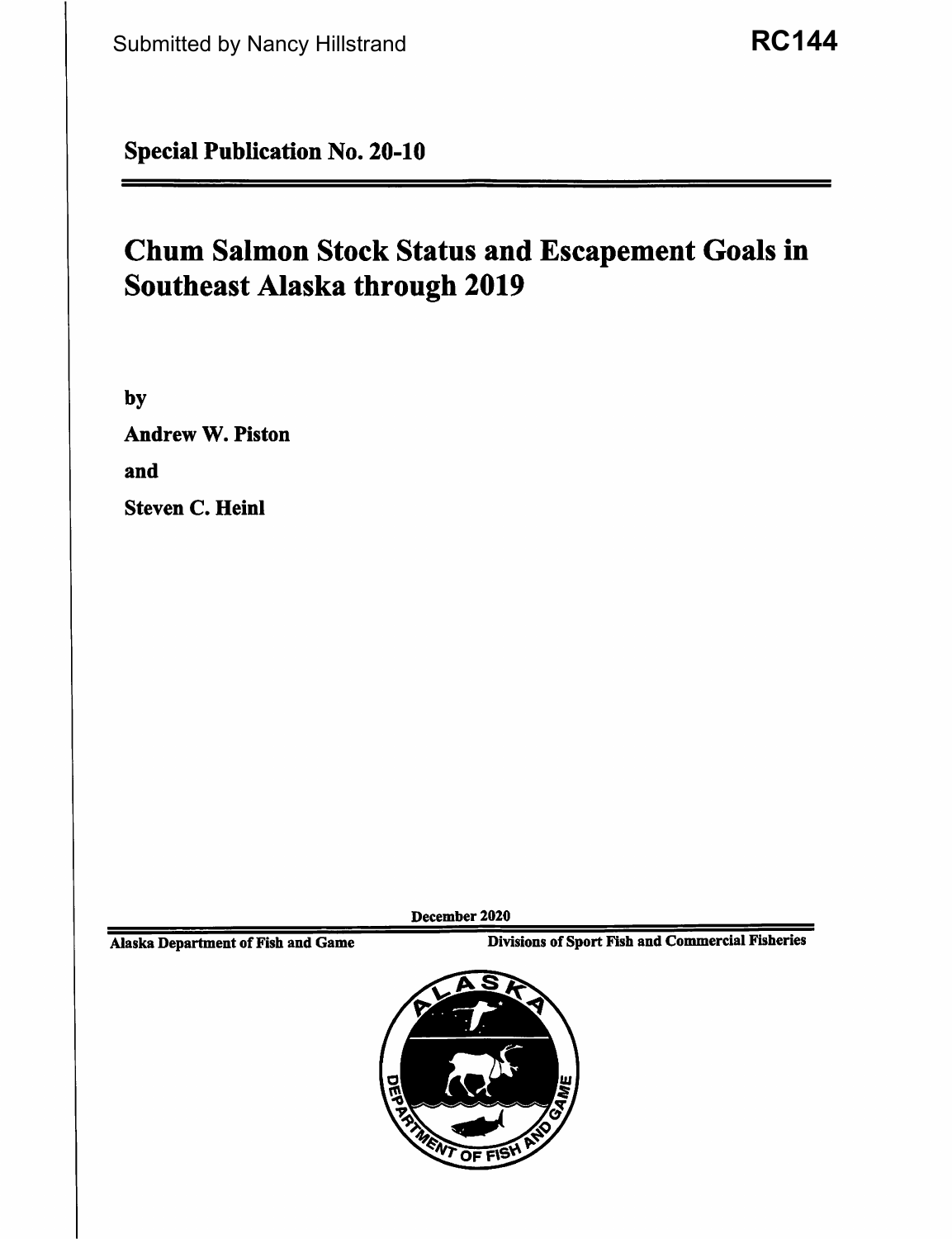Submitted by Nancy Hillstrand

**RC144**

**Special Publication No. 20-10**

# Chum Salmon Stock Status and Escapement Goals in Southeast Alaska through 2019

by

**Andrew W. Piston**

and

**Steven C. Heinl**

December 2020

**Alaska Department of Fish and Game** — **Divisions of Sport Fish and Commercial Fisheries**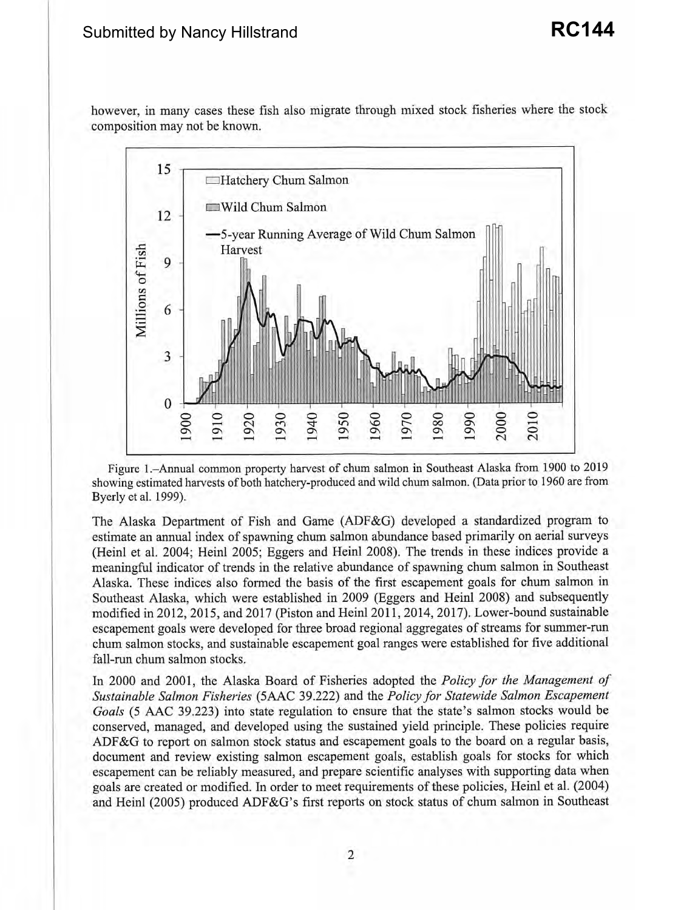however, in many cases these fish also migrate through mixed stock fisheries where the stock composition may not be known.

Figure 1.–Annual common property harvest of chum salmon in Southeast Alaska from 1900 to 2019 showing estimated harvests of both hatchery-produced and wild chum salmon. (Data prior to 1960 are from Byerly et al. 1999).

The Alaska Department of Fish and Game (ADF&G) developed a standardized program to estimate an annual index of spawning chum salmon abundance based primarily on aerial surveys (Heinl et al. 2004; Heinl 2005; Eggers and Heinl 2008). The trends in these indices provide a meaningful indicator of trends in the relative abundance of spawning chum salmon in Southeast Alaska. These indices also formed the basis of the first escapement goals for chum salmon in Southeast Alaska, which were established in 2009 (Eggers and Heinl 2008) and subsequently modified in 2012, 2015, and 2017 (Piston and Heinl 2011, 2014, 2017). Lower-bound sustainable escapement goals were developed for three broad regional aggregates of streams for summer-run chum salmon stocks, and sustainable escapement goal ranges were established for five additional fall-run chum salmon stocks.

In 2000 and 2001, the Alaska Board of Fisheries adopted the *Policy for the Management of Sustainable Salmon Fisheries* (5AAC 39.222) and the *Policy for Statewide Salmon Escapement Goals* (5 AAC 39.223) into state regulation to ensure that the state's salmon stocks would be conserved, managed, and developed using the sustained yield principle. These policies require ADF&G to report on salmon stock status and escapement goals to the board on a regular basis, document and review existing salmon escapement goals, establish goals for stocks for which escapement can be reliably measured, and prepare scientific analyses with supporting data when goals are created or modified. In order to meet requirements of these policies, Heinl et al. (2004) and Heinl (2005) produced ADF&G's first reports on stock status of chum salmon in Southeast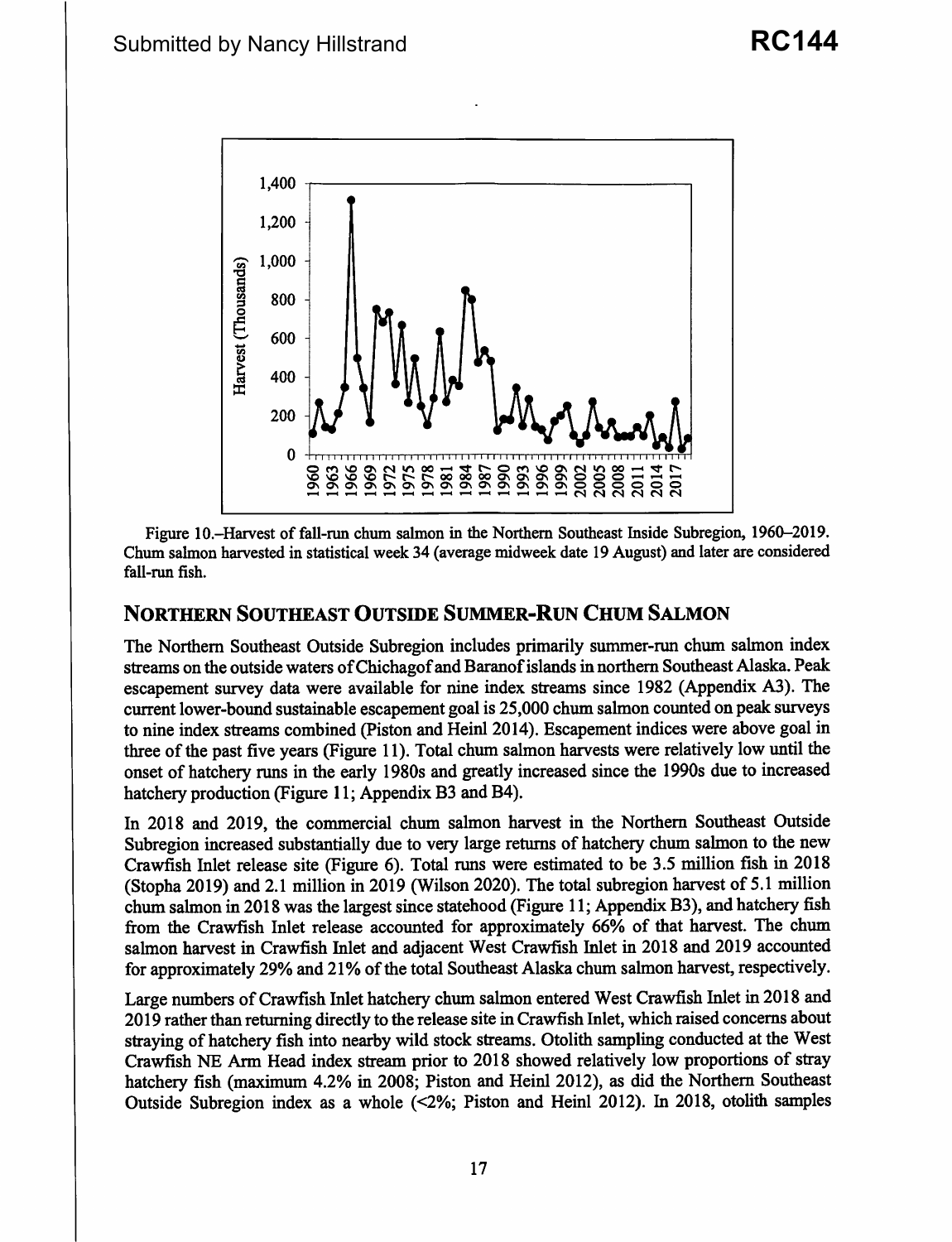Figure 10.–Harvest of fall-run chum salmon in the Northern Southeast Inside Subregion, 1960–2019. Chum salmon harvested in statistical week 34 (average midweek date 19 August) and later are considered fall-run fish.

## NORTHERN SOUTHEAST OUTSIDE SUMMER-RUN CHUM SALMON

The Northern Southeast Outside Subregion includes primarily summer-run chum salmon index streams on the outside waters of Chichagof and Baranof islands in northern Southeast Alaska. Peak escapement survey data were available for nine index streams since 1982 (Appendix A3). The current lower-bound sustainable escapement goal is 25,000 chum salmon counted on peak surveys to nine index streams combined (Piston and Heinl 2014). Escapement indices were above goal in three of the past five years (Figure 11). Total chum salmon harvests were relatively low until the onset of hatchery runs in the early 1980s and greatly increased since the 1990s due to increased hatchery production (Figure 11; Appendix B3 and B4).

In 2018 and 2019, the commercial chum salmon harvest in the Northern Southeast Outside Subregion increased substantially due to very large returns of hatchery chum salmon to the new Crawfish Inlet release site (Figure 6). Total runs were estimated to be 3.5 million fish in 2018 (Stopha 2019) and 2.1 million in 2019 (Wilson 2020). The total subregion harvest of 5.1 million chum salmon in 2018 was the largest since statehood (Figure 11; Appendix B3), and hatchery fish from the Crawfish Inlet release accounted for approximately 66% of that harvest. The chum salmon harvest in Crawfish Inlet and adjacent West Crawfish Inlet in 2018 and 2019 accounted for approximately 29% and 21% of the total Southeast Alaska chum salmon harvest, respectively.

Large numbers of Crawfish Inlet hatchery chum salmon entered West Crawfish Inlet in 2018 and 2019 rather than returning directly to the release site in Crawfish Inlet, which raised concerns about straying of hatchery fish into nearby wild stock streams. Otolith sampling conducted at the West Crawfish NE Arm Head index stream prior to 2018 showed relatively low proportions of stray hatchery fish (maximum 4.2% in 2008; Piston and Heinl 2012), as did the Northern Southeast Outside Subregion index as a whole (<2%; Piston and Heinl 2012). In 2018, otolith samples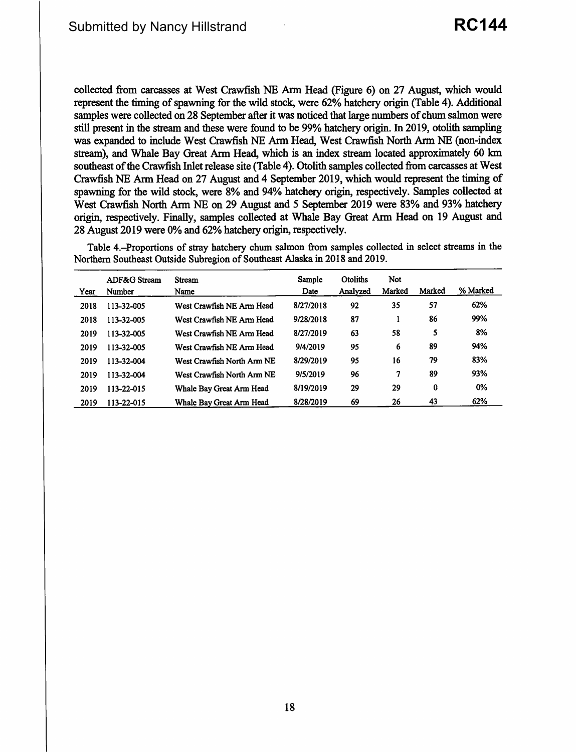collected from carcasses at West Crawfish NE Arm Head (Figure 6) on 27 August, which would represent the timing of spawning for the wild stock, were 62% hatchery origin (Table 4). Additional samples were collected on 28 September after it was noticed that large numbers of chum salmon were still present in the stream and these were found to be 99% hatchery origin. In 2019, otolith sampling was expanded to include West Crawfish NE Arm Head, West Crawfish North Arm NE (non-index stream), and Whale Bay Great Arm Head, which is an index stream located approximately 60 km southeast of the Crawfish Inlet release site (Table 4). Otolith samples collected from carcasses at West Crawfish NE Arm Head on 27 August and 4 September 2019, which would represent the timing of spawning for the wild stock, were 8% and 94% hatchery origin, respectively. Samples collected at West Crawfish North Arm NE on 29 August and 5 September 2019 were 83% and 93% hatchery origin, respectively. Finally, samples collected at Whale Bay Great Arm Head on 19 August and 28 August 2019 were 0% and 62% hatchery origin, respectively.

Table 4.–Proportions of stray hatchery chum salmon from samples collected in select streams in the Northern Southeast Outside Subregion of Southeast Alaska in 2018 and 2019.

| Year | ADF&G Stream Number | Stream Name | Sample Date | Otoliths Analyzed | Not Marked | Marked | % Marked |
|---|---|---|---|---|---|---|---|
| 2018 | 113-32-005 | West Crawfish NE Arm Head | 8/27/2018 | 92 | 35 | 57 | 62% |
| 2018 | 113-32-005 | West Crawfish NE Arm Head | 9/28/2018 | 87 | 1 | 86 | 99% |
| 2019 | 113-32-005 | West Crawfish NE Arm Head | 8/27/2019 | 63 | 58 | 5 | 8% |
| 2019 | 113-32-005 | West Crawfish NE Arm Head | 9/4/2019 | 95 | 6 | 89 | 94% |
| 2019 | 113-32-004 | West Crawfish North Arm NE | 8/29/2019 | 95 | 16 | 79 | 83% |
| 2019 | 113-32-004 | West Crawfish North Arm NE | 9/5/2019 | 96 | 7 | 89 | 93% |
| 2019 | 113-22-015 | Whale Bay Great Arm Head | 8/19/2019 | 29 | 29 | 0 | 0% |
| 2019 | 113-22-015 | Whale Bay Great Arm Head | 8/28/2019 | 69 | 26 | 43 | 62% |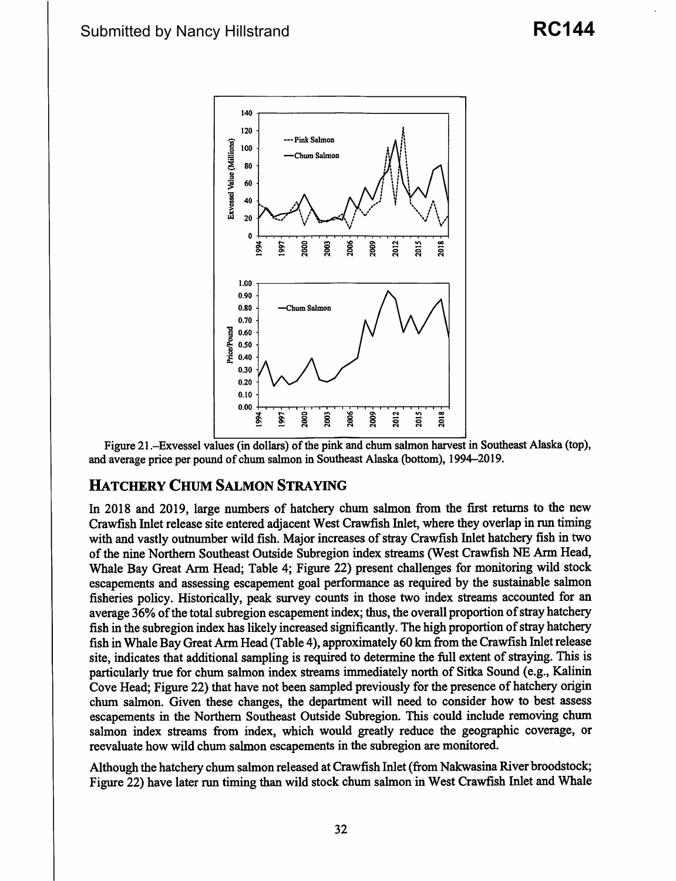Figure 21.–Exvessel values (in dollars) of the pink and chum salmon harvest in Southeast Alaska (top), and average price per pound of chum salmon in Southeast Alaska (bottom), 1994–2019.

## HATCHERY CHUM SALMON STRAYING

In 2018 and 2019, large numbers of hatchery chum salmon from the first returns to the new Crawfish Inlet release site entered adjacent West Crawfish Inlet, where they overlap in run timing with and vastly outnumber wild fish. Major increases of stray Crawfish Inlet hatchery fish in two of the nine Northern Southeast Outside Subregion index streams (West Crawfish NE Arm Head, Whale Bay Great Arm Head; Table 4; Figure 22) present challenges for monitoring wild stock escapements and assessing escapement goal performance as required by the sustainable salmon fisheries policy. Historically, peak survey counts in those two index streams accounted for an average 36% of the total subregion escapement index; thus, the overall proportion of stray hatchery fish in the subregion index has likely increased significantly. The high proportion of stray hatchery fish in Whale Bay Great Arm Head (Table 4), approximately 60 km from the Crawfish Inlet release site, indicates that additional sampling is required to determine the full extent of straying. This is particularly true for chum salmon index streams immediately north of Sitka Sound (e.g., Kalinin Cove Head; Figure 22) that have not been sampled previously for the presence of hatchery origin chum salmon. Given these changes, the department will need to consider how to best assess escapements in the Northern Southeast Outside Subregion. This could include removing chum salmon index streams from index, which would greatly reduce the geographic coverage, or reevaluate how wild chum salmon escapements in the subregion are monitored.

Although the hatchery chum salmon released at Crawfish Inlet (from Nakwasina River broodstock; Figure 22) have later run timing than wild stock chum salmon in West Crawfish Inlet and Whale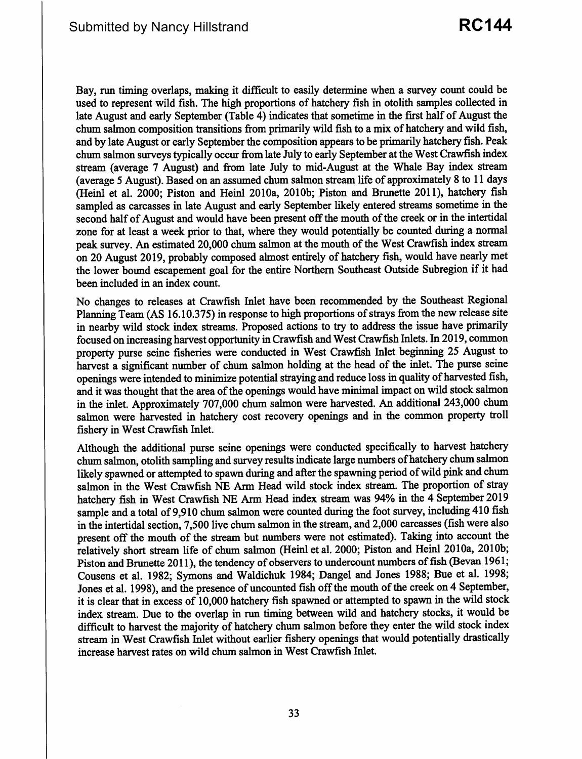Bay, run timing overlaps, making it difficult to easily determine when a survey count could be used to represent wild fish. The high proportions of hatchery fish in otolith samples collected in late August and early September (Table 4) indicates that sometime in the first half of August the chum salmon composition transitions from primarily wild fish to a mix of hatchery and wild fish, and by late August or early September the composition appears to be primarily hatchery fish. Peak chum salmon surveys typically occur from late July to early September at the West Crawfish index stream (average 7 August) and from late July to mid-August at the Whale Bay index stream (average 5 August). Based on an assumed chum salmon stream life of approximately 8 to 11 days (Heinl et al. 2000; Piston and Heinl 2010a, 2010b; Piston and Brunette 2011), hatchery fish sampled as carcasses in late August and early September likely entered streams sometime in the second half of August and would have been present off the mouth of the creek or in the intertidal zone for at least a week prior to that, where they would potentially be counted during a normal peak survey. An estimated 20,000 chum salmon at the mouth of the West Crawfish index stream on 20 August 2019, probably composed almost entirely of hatchery fish, would have nearly met the lower bound escapement goal for the entire Northern Southeast Outside Subregion if it had been included in an index count.

No changes to releases at Crawfish Inlet have been recommended by the Southeast Regional Planning Team (AS 16.10.375) in response to high proportions of strays from the new release site in nearby wild stock index streams. Proposed actions to try to address the issue have primarily focused on increasing harvest opportunity in Crawfish and West Crawfish Inlets. In 2019, common property purse seine fisheries were conducted in West Crawfish Inlet beginning 25 August to harvest a significant number of chum salmon holding at the head of the inlet. The purse seine openings were intended to minimize potential straying and reduce loss in quality of harvested fish, and it was thought that the area of the openings would have minimal impact on wild stock salmon in the inlet. Approximately 707,000 chum salmon were harvested. An additional 243,000 chum salmon were harvested in hatchery cost recovery openings and in the common property troll fishery in West Crawfish Inlet.

Although the additional purse seine openings were conducted specifically to harvest hatchery chum salmon, otolith sampling and survey results indicate large numbers of hatchery chum salmon likely spawned or attempted to spawn during and after the spawning period of wild pink and chum salmon in the West Crawfish NE Arm Head wild stock index stream. The proportion of stray hatchery fish in West Crawfish NE Arm Head index stream was 94% in the 4 September 2019 sample and a total of 9,910 chum salmon were counted during the foot survey, including 410 fish in the intertidal section, 7,500 live chum salmon in the stream, and 2,000 carcasses (fish were also present off the mouth of the stream but numbers were not estimated). Taking into account the relatively short stream life of chum salmon (Heinl et al. 2000; Piston and Heinl 2010a, 2010b; Piston and Brunette 2011), the tendency of observers to undercount numbers of fish (Bevan 1961; Cousens et al. 1982; Symons and Waldichuk 1984; Dangel and Jones 1988; Bue et al. 1998; Jones et al. 1998), and the presence of uncounted fish off the mouth of the creek on 4 September, it is clear that in excess of 10,000 hatchery fish spawned or attempted to spawn in the wild stock index stream. Due to the overlap in run timing between wild and hatchery stocks, it would be difficult to harvest the majority of hatchery chum salmon before they enter the wild stock index stream in West Crawfish Inlet without earlier fishery openings that would potentially drastically increase harvest rates on wild chum salmon in West Crawfish Inlet.